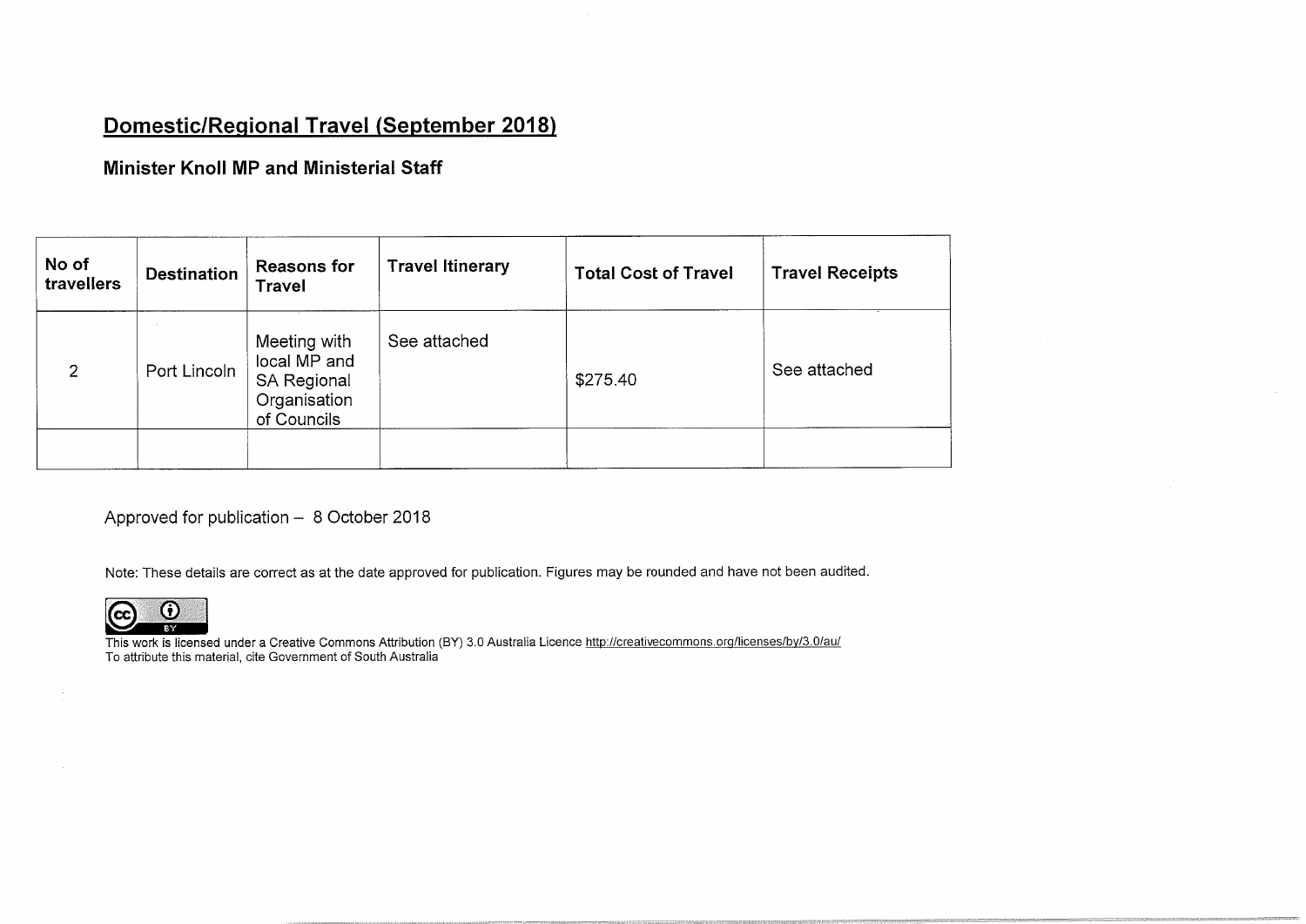# Domestic/Regional Travel (September 2018)

## Minister Knoll MP and Ministerial Staff

| No of travellers | Destination | Reasons for Travel | Travel Itinerary | Total Cost of Travel | Travel Receipts |
|---|---|---|---|---|---|
| 2 | Port Lincoln | Meeting with local MP and SA Regional Organisation of Councils | See attached | $275.40 | See attached |
| | | | | | |

Approved for publication – 8 October 2018

Note: These details are correct as at the date approved for publication. Figures may be rounded and have not been audited.

This work is licensed under a Creative Commons Attribution (BY) 3.0 Australia Licence http://creativecommons.org/licenses/by/3.0/au/
To attribute this material, cite Government of South Australia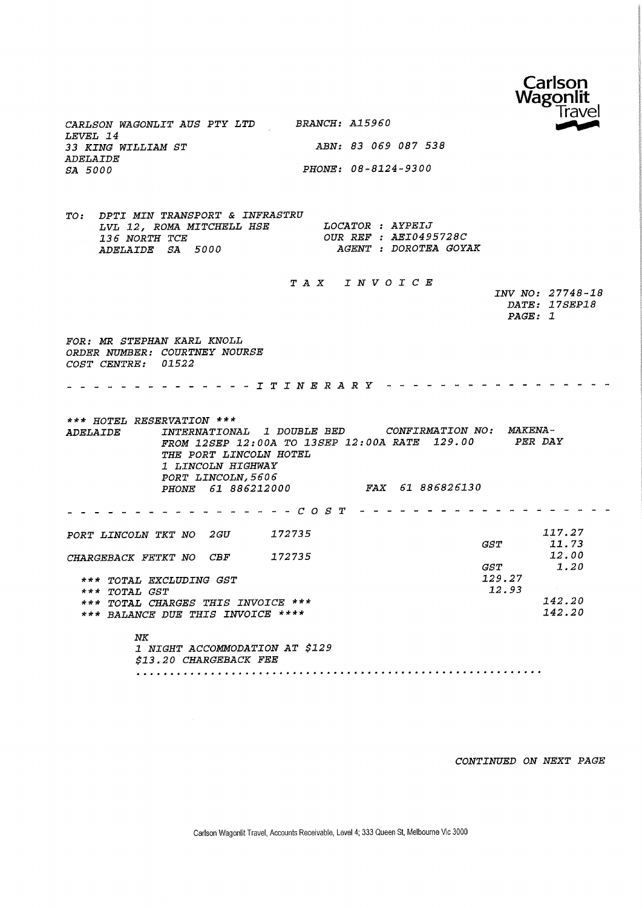**Carlson Wagonlit Travel**

CARLSON WAGONLIT AUS PTY LTD
LEVEL 14
33 KING WILLIAM ST
ADELAIDE
SA 5000

BRANCH: A15960

ABN: 83 069 087 538

PHONE: 08-8124-9300

TO: DPTI MIN TRANSPORT & INFRASTRU
LVL 12, ROMA MITCHELL HSE
136 NORTH TCE
ADELAIDE SA 5000

LOCATOR : AYPEIJ
OUR REF : AEI0495728C
AGENT : DOROTEA GOYAK

# TAX INVOICE

INV NO: 27748-18
DATE: 17SEP18
PAGE: 1

FOR: MR STEPHAN KARL KNOLL
ORDER NUMBER: COURTNEY NOURSE
COST CENTRE: 01522

## ITINERARY

*** HOTEL RESERVATION ***

ADELAIDE INTERNATIONAL 1 DOUBLE BED CONFIRMATION NO: MAKENA-
FROM 12SEP 12:00A TO 13SEP 12:00A RATE 129.00 PER DAY
THE PORT LINCOLN HOTEL
1 LINCOLN HIGHWAY
PORT LINCOLN,5606
PHONE 61 886212000 FAX 61 886826130

## COST

| | | | |
|---|---|---|---|
| PORT LINCOLN TKT NO 2GU 172735 | | | 117.27 |
| | GST | | 11.73 |
| CHARGEBACK FETKT NO CBF 172735 | | | 12.00 |
| | GST | | 1.20 |
| *** TOTAL EXCLUDING GST | | 129.27 | |
| *** TOTAL GST | | 12.93 | |
| *** TOTAL CHARGES THIS INVOICE *** | | | 142.20 |
| *** BALANCE DUE THIS INVOICE **** | | | 142.20 |

NK
1 NIGHT ACCOMMODATION AT $129
$13.20 CHARGEBACK FEE

CONTINUED ON NEXT PAGE

Carlson Wagonlit Travel, Accounts Receivable, Level 4; 333 Queen St, Melbourne Vic 3000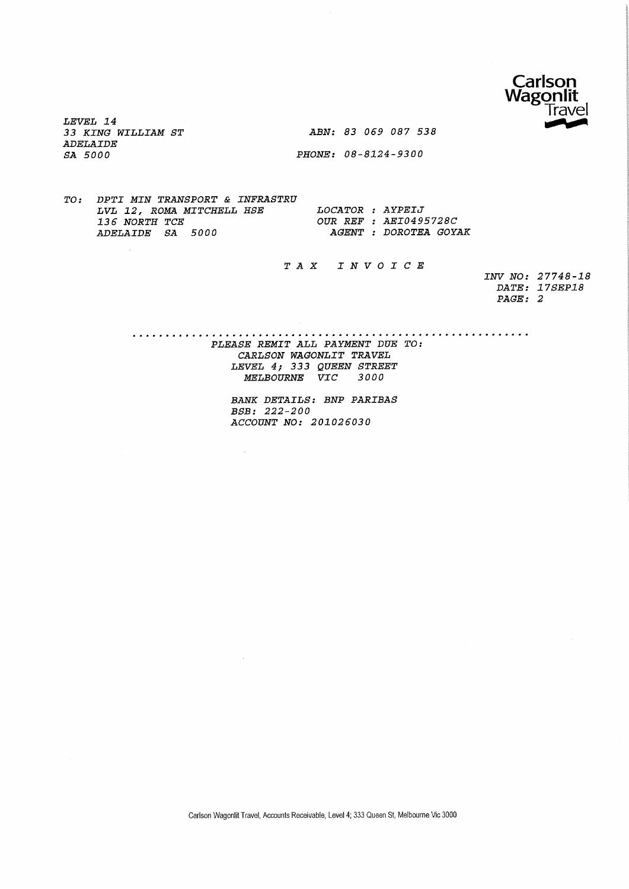Carlson Wagonlit Travel

LEVEL 14
33 KING WILLIAM ST
ADELAIDE
SA 5000

ABN: 83 069 087 538

PHONE: 08-8124-9300

TO: DPTI MIN TRANSPORT & INFRASTRU
LVL 12, ROMA MITCHELL HSE
136 NORTH TCE
ADELAIDE SA 5000

LOCATOR : AYPEIJ
OUR REF : AEI0495728C
AGENT : DOROTEA GOYAK

# TAX INVOICE

INV NO: 27748-18
DATE: 17SEP18
PAGE: 2

PLEASE REMIT ALL PAYMENT DUE TO:
CARLSON WAGONLIT TRAVEL
LEVEL 4; 333 QUEEN STREET
MELBOURNE VIC 3000

BANK DETAILS: BNP PARIBAS
BSB: 222-200
ACCOUNT NO: 201026030

Carlson Wagonlit Travel, Accounts Receivable, Level 4; 333 Queen St, Melbourne Vic 3000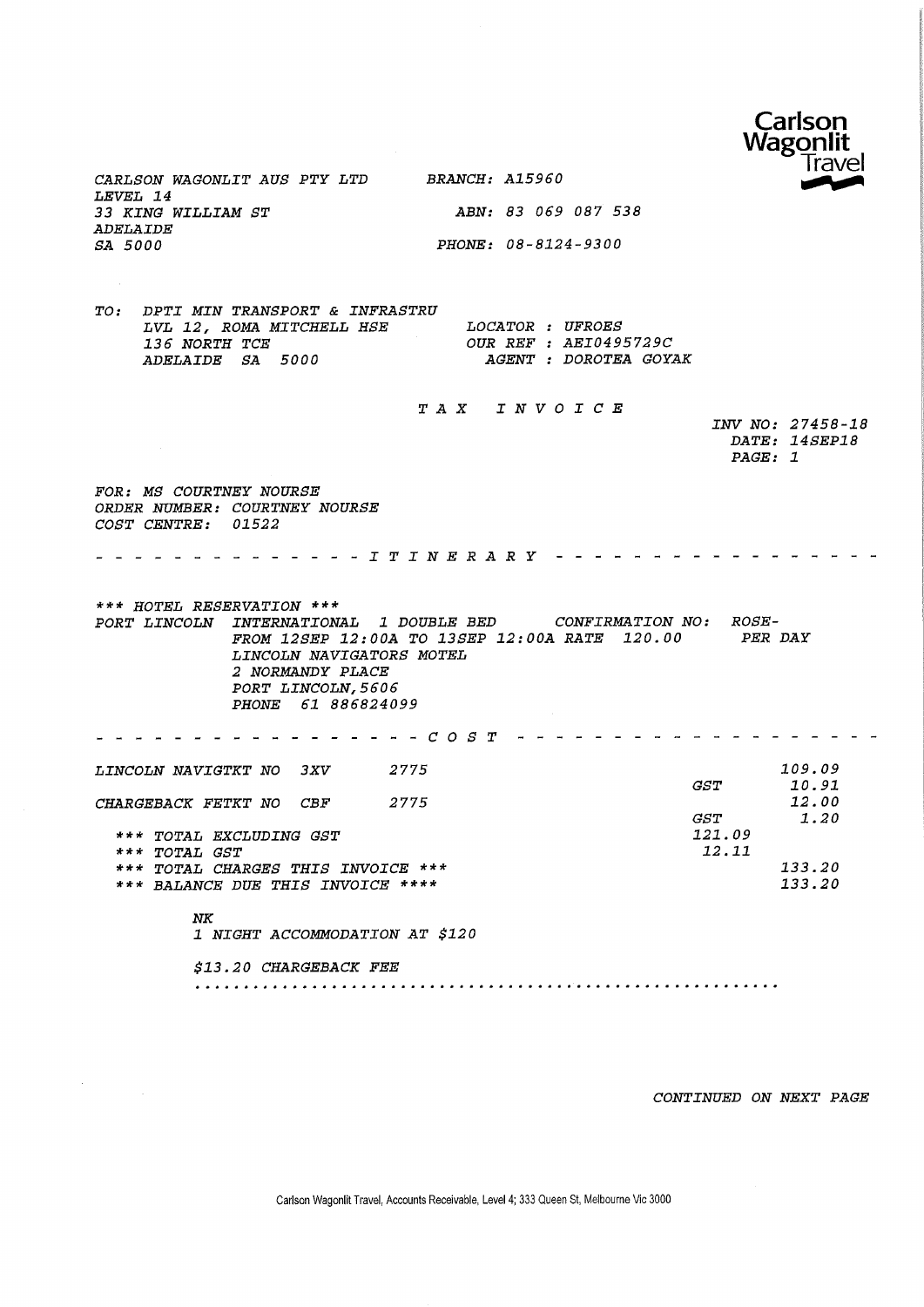Carlson Wagonlit Travel

CARLSON WAGONLIT AUS PTY LTD
LEVEL 14
33 KING WILLIAM ST
ADELAIDE
SA 5000

BRANCH: A15960

ABN: 83 069 087 538

PHONE: 08-8124-9300

TO: DPTI MIN TRANSPORT & INFRASTRU
LVL 12, ROMA MITCHELL HSE
136 NORTH TCE
ADELAIDE SA 5000

LOCATOR : UFROES
OUR REF : AEI0495729C
AGENT : DOROTEA GOYAK

# T A X I N V O I C E

INV NO: 27458-18
DATE: 14SEP18
PAGE: 1

FOR: MS COURTNEY NOURSE
ORDER NUMBER: COURTNEY NOURSE
COST CENTRE: 01522

## - - - - - - I T I N E R A R Y - - - - - -

\*\*\* HOTEL RESERVATION \*\*\*

PORT LINCOLN INTERNATIONAL 1 DOUBLE BED CONFIRMATION NO: ROSE-
FROM 12SEP 12:00A TO 13SEP 12:00A RATE 120.00 PER DAY
LINCOLN NAVIGATORS MOTEL
2 NORMANDY PLACE
PORT LINCOLN,5606
PHONE 61 886824099

## - - - - - - C O S T - - - - - -

| | | | |
|---|---|---|---|
| LINCOLN NAVIGTKT NO 3XV | 2775 | | 109.09 |
| | | GST | 10.91 |
| CHARGEBACK FETKT NO CBF | 2775 | | 12.00 |
| | | GST | 1.20 |
| \*\*\* TOTAL EXCLUDING GST | | 121.09 | |
| \*\*\* TOTAL GST | | 12.11 | |
| \*\*\* TOTAL CHARGES THIS INVOICE \*\*\* | | | 133.20 |
| \*\*\* BALANCE DUE THIS INVOICE \*\*\*\* | | | 133.20 |

NK
1 NIGHT ACCOMMODATION AT $120

$13.20 CHARGEBACK FEE

CONTINUED ON NEXT PAGE

Carlson Wagonlit Travel, Accounts Receivable, Level 4; 333 Queen St, Melbourne Vic 3000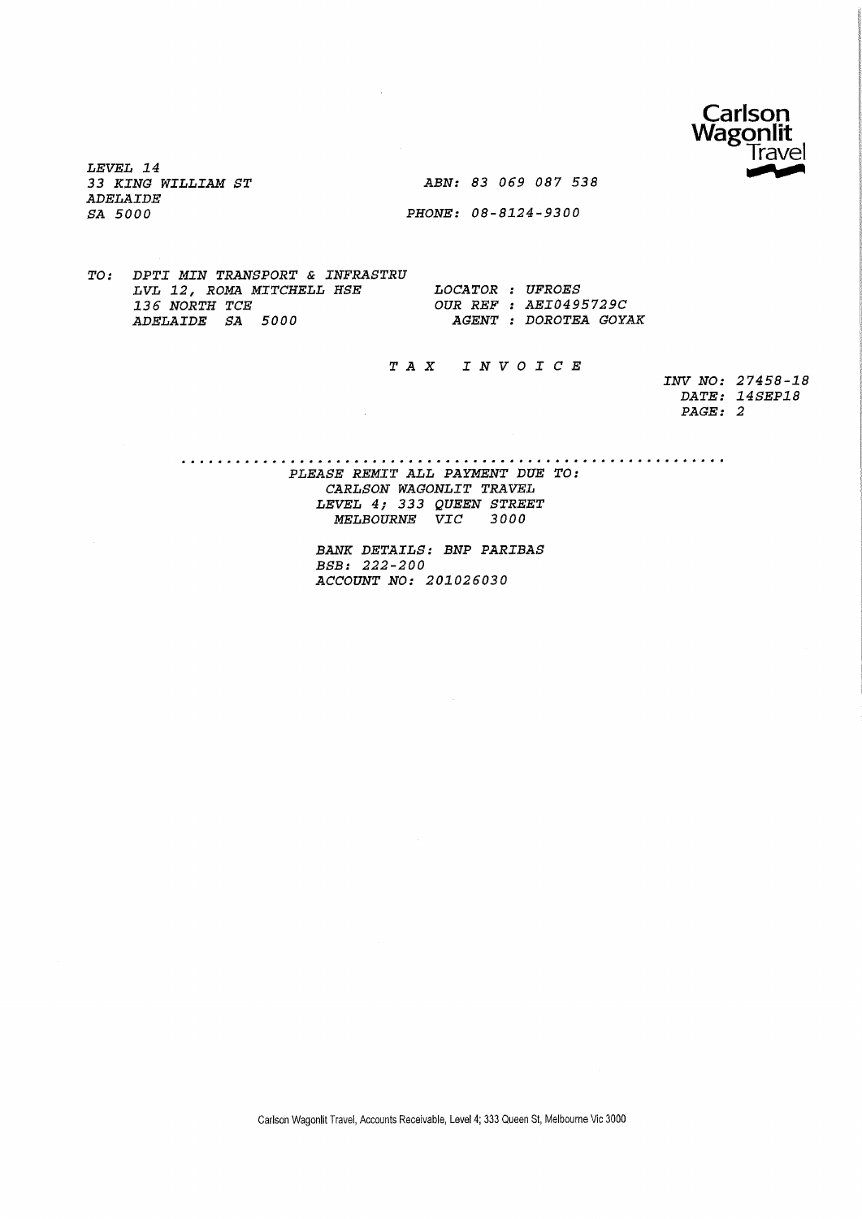Carlson Wagonlit Travel

LEVEL 14
33 KING WILLIAM ST
ADELAIDE
SA 5000

ABN: 83 069 087 538

PHONE: 08-8124-9300

TO: DPTI MIN TRANSPORT & INFRASTRU
LVL 12, ROMA MITCHELL HSE
136 NORTH TCE
ADELAIDE SA 5000

LOCATOR : UFROES
OUR REF : AEI0495729C
AGENT : DOROTEA GOYAK

# T A X I N V O I C E

INV NO: 27458-18
DATE: 14SEP18
PAGE: 2

.........................................................

PLEASE REMIT ALL PAYMENT DUE TO:
CARLSON WAGONLIT TRAVEL
LEVEL 4; 333 QUEEN STREET
MELBOURNE VIC 3000

BANK DETAILS: BNP PARIBAS
BSB: 222-200
ACCOUNT NO: 201026030

Carlson Wagonlit Travel, Accounts Receivable, Level 4; 333 Queen St, Melbourne Vic 3000